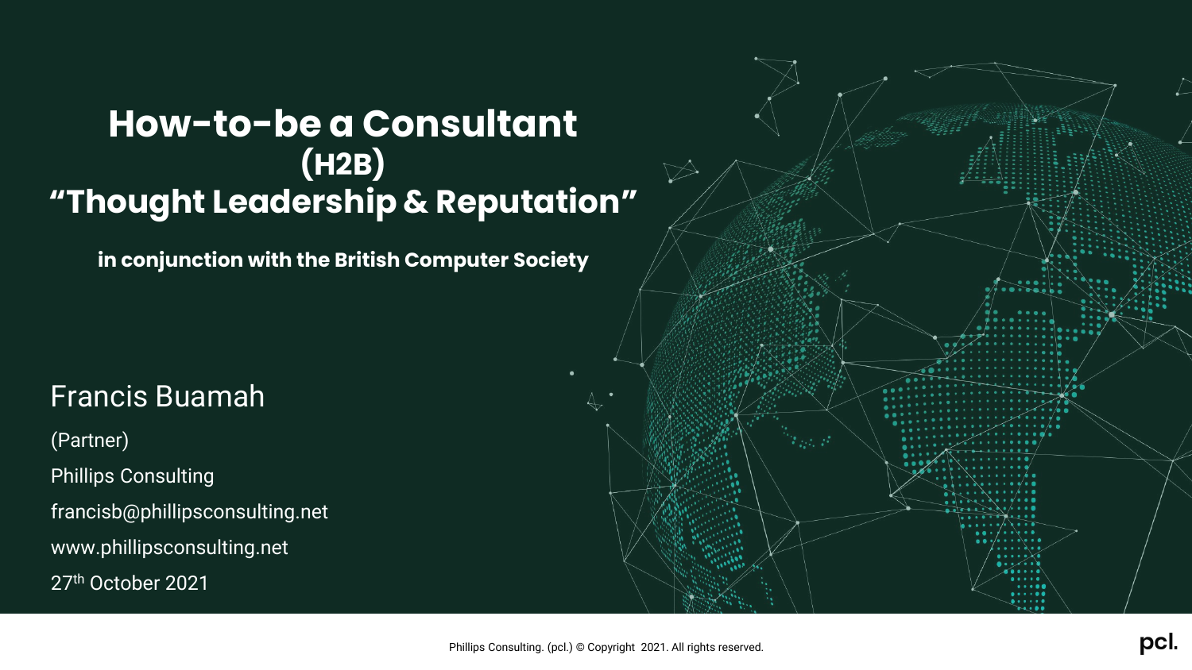# How-to-be a Consultant (H2B) "Thought Leadership & Reputation"

**in conjunction with the British Computer Society**

Francis Buamah

(Partner)

Phillips Consulting

francisb@phillipsconsulting.net

www.phillipsconsulting.net

27th October 2021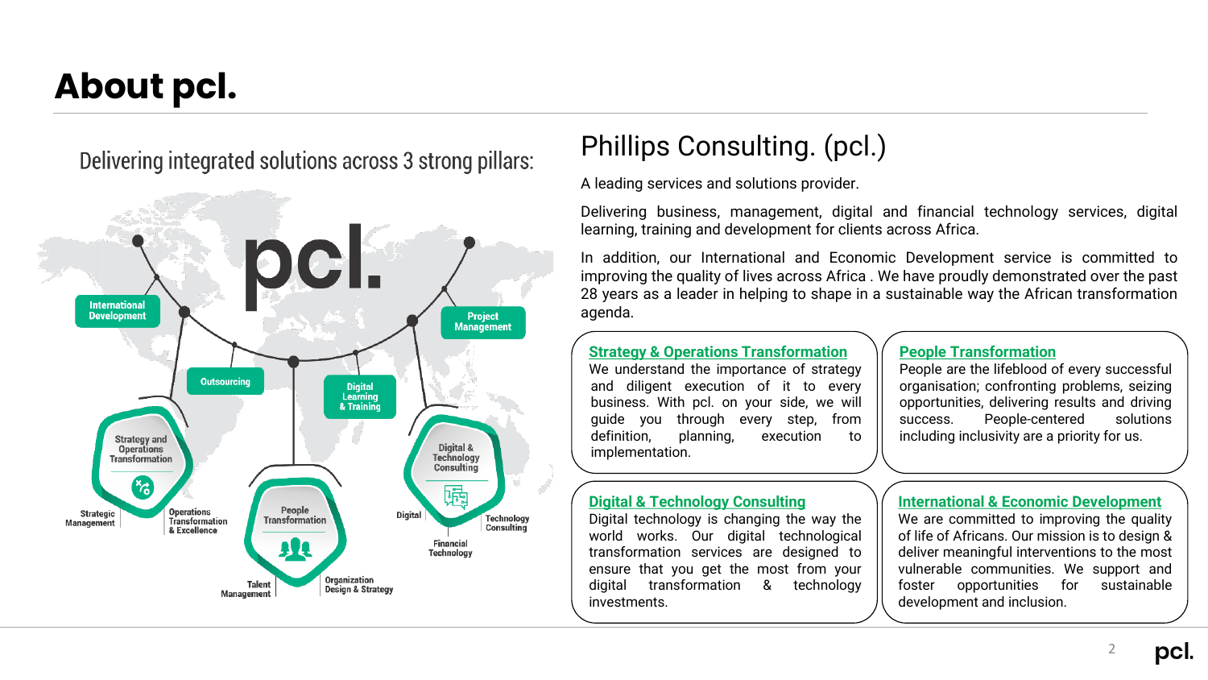# About pcl.

Delivering integrated solutions across 3 strong pillars:

International Development

Outsourcing

Digital Learning & Training

Project Management

Strategy and Operations Transformation

Strategic Management

Operations Transformation & Excellence

People Transformation

Talent Management

Organization Design & Strategy

Digital & Technology Consulting

Digital

Technology Consulting

Financial Technology

## Phillips Consulting. (pcl.)

A leading services and solutions provider.

Delivering business, management, digital and financial technology services, digital learning, training and development for clients across Africa.

In addition, our International and Economic Development service is committed to improving the quality of lives across Africa . We have proudly demonstrated over the past 28 years as a leader in helping to shape in a sustainable way the African transformation agenda.

### Strategy & Operations Transformation

We understand the importance of strategy and diligent execution of it to every business. With pcl. on your side, we will guide you through every step, from definition, planning, execution to implementation.

### People Transformation

People are the lifeblood of every successful organisation; confronting problems, seizing opportunities, delivering results and driving success. People-centered solutions including inclusivity are a priority for us.

### Digital & Technology Consulting

Digital technology is changing the way the world works. Our digital technological transformation services are designed to ensure that you get the most from your digital transformation & technology investments.

### International & Economic Development

We are committed to improving the quality of life of Africans. Our mission is to design & deliver meaningful interventions to the most vulnerable communities. We support and foster opportunities for sustainable development and inclusion.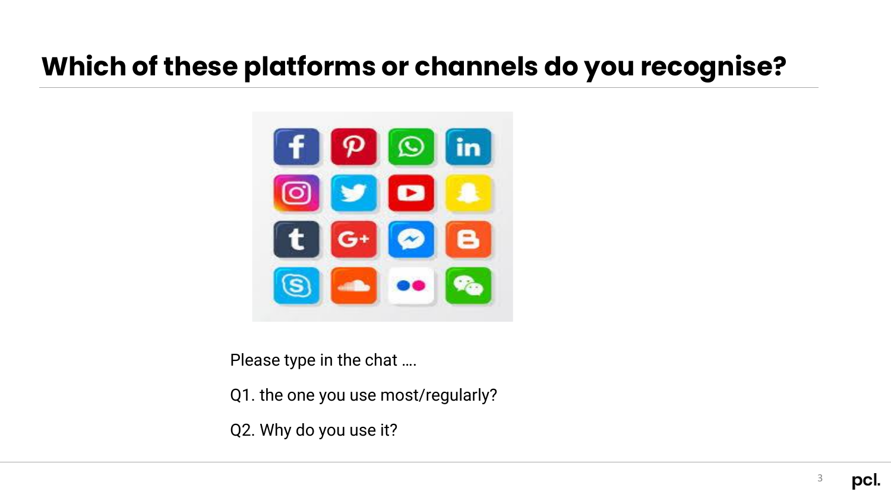# Which of these platforms or channels do you recognise?

Please type in the chat ….

Q1. the one you use most/regularly?

Q2. Why do you use it?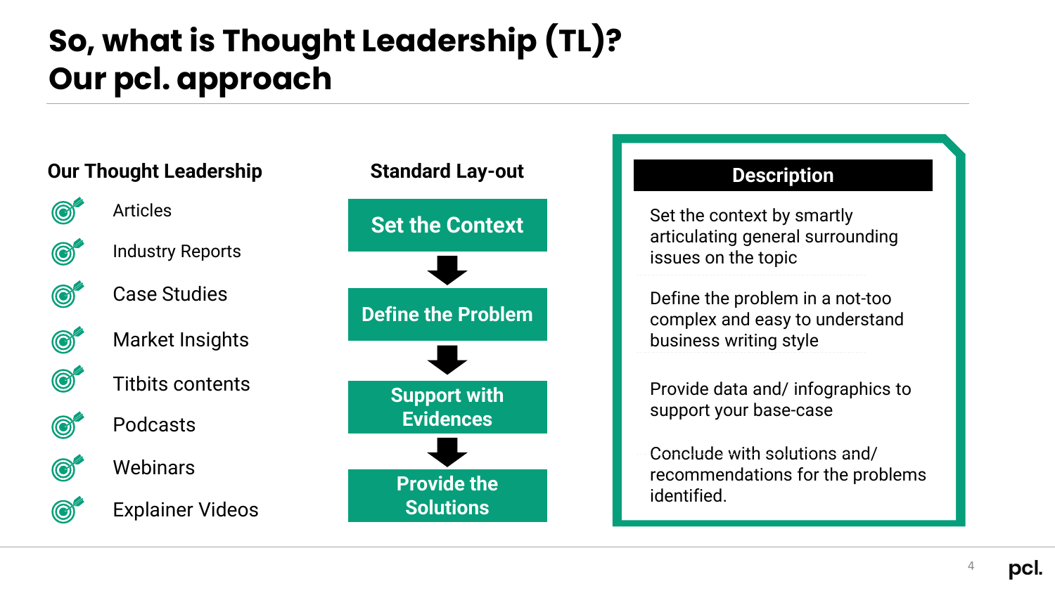# So, what is Thought Leadership (TL)?
# Our pcl. approach

### Our Thought Leadership

- Articles
- Industry Reports
- Case Studies
- Market Insights
- Titbits contents
- Podcasts
- Webinars
- Explainer Videos

| Standard Lay-out | Description |
| --- | --- |
| Set the Context | Set the context by smartly articulating general surrounding issues on the topic |
| Define the Problem | Define the problem in a not-too complex and easy to understand business writing style |
| Support with Evidences | Provide data and/ infographics to support your base-case |
| Provide the Solutions | Conclude with solutions and/ recommendations for the problems identified. |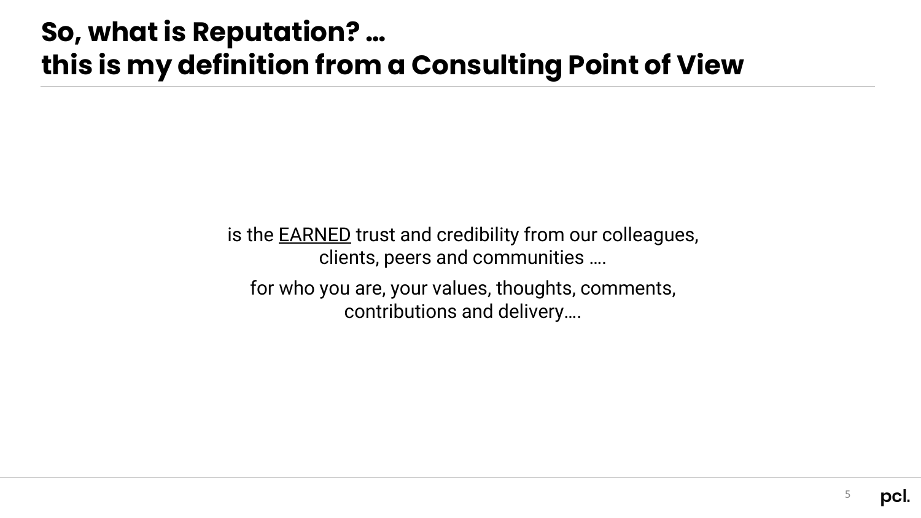# So, what is Reputation? …
# this is my definition from a Consulting Point of View

is the <u>EARNED</u> trust and credibility from our colleagues, clients, peers and communities ….

for who you are, your values, thoughts, comments, contributions and delivery….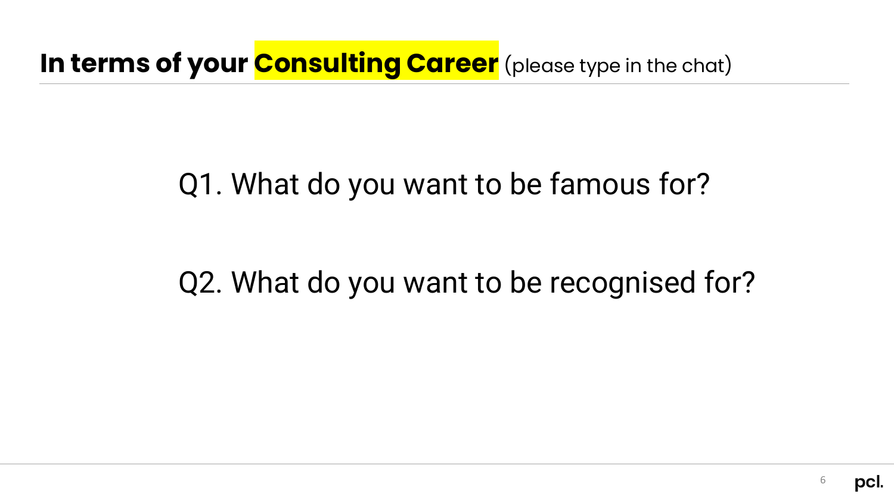## **In terms of your Consulting Career** (please type in the chat)

Q1. What do you want to be famous for?

Q2. What do you want to be recognised for?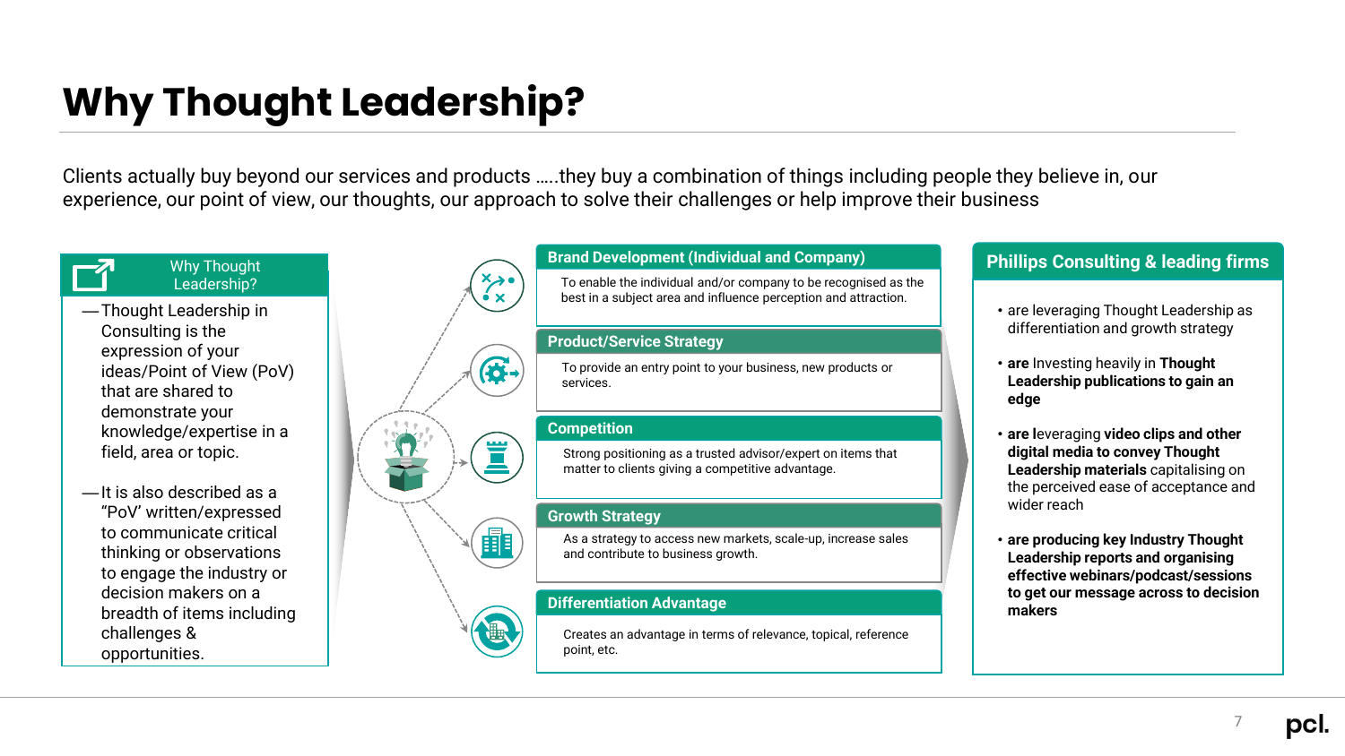# Why Thought Leadership?

Clients actually buy beyond our services and products …..they buy a combination of things including people they believe in, our experience, our point of view, our thoughts, our approach to solve their challenges or help improve their business

### Why Thought Leadership?

- Thought Leadership in Consulting is the expression of your ideas/Point of View (PoV) that are shared to demonstrate your knowledge/expertise in a field, area or topic.
- It is also described as a “PoV” written/expressed to communicate critical thinking or observations to engage the industry or decision makers on a breadth of items including challenges & opportunities.

### Brand Development (Individual and Company)

To enable the individual and/or company to be recognised as the best in a subject area and influence perception and attraction.

### Product/Service Strategy

To provide an entry point to your business, new products or services.

### Competition

Strong positioning as a trusted advisor/expert on items that matter to clients giving a competitive advantage.

### Growth Strategy

As a strategy to access new markets, scale-up, increase sales and contribute to business growth.

### Differentiation Advantage

Creates an advantage in terms of relevance, topical, reference point, etc.

### Phillips Consulting & leading firms

- are leveraging Thought Leadership as differentiation and growth strategy
- **are** Investing heavily in **Thought Leadership publications to gain an edge**
- **are l**everaging **video clips and other digital media to convey Thought Leadership materials** capitalising on the perceived ease of acceptance and wider reach
- **are producing key Industry Thought Leadership reports and organising effective webinars/podcast/sessions to get our message across to decision makers**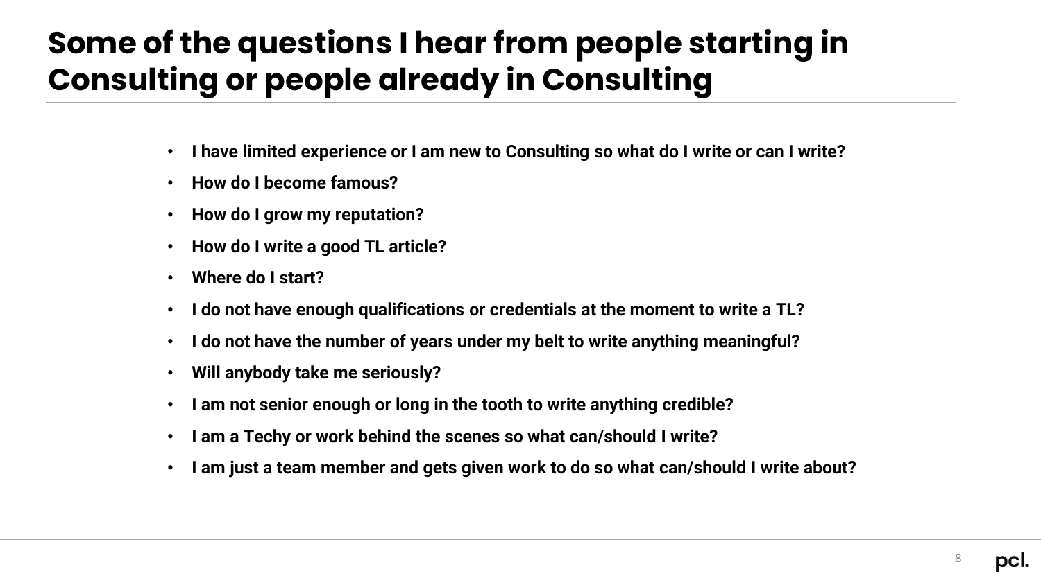# Some of the questions I hear from people starting in Consulting or people already in Consulting

- **I have limited experience or I am new to Consulting so what do I write or can I write?**
- **How do I become famous?**
- **How do I grow my reputation?**
- **How do I write a good TL article?**
- **Where do I start?**
- **I do not have enough qualifications or credentials at the moment to write a TL?**
- **I do not have the number of years under my belt to write anything meaningful?**
- **Will anybody take me seriously?**
- **I am not senior enough or long in the tooth to write anything credible?**
- **I am a Techy or work behind the scenes so what can/should I write?**
- **I am just a team member and gets given work to do so what can/should I write about?**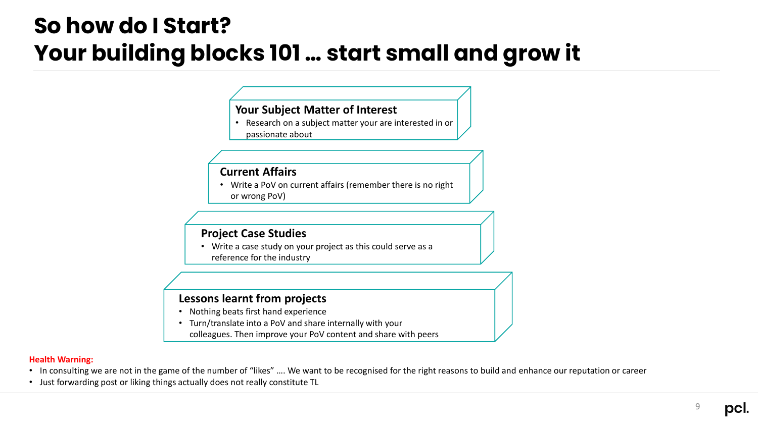# So how do I Start?
# Your building blocks 101 … start small and grow it

### Your Subject Matter of Interest

- Research on a subject matter your are interested in or passionate about

### Current Affairs

- Write a PoV on current affairs (remember there is no right or wrong PoV)

### Project Case Studies

- Write a case study on your project as this could serve as a reference for the industry

### Lessons learnt from projects

- Nothing beats first hand experience
- Turn/translate into a PoV and share internally with your colleagues. Then improve your PoV content and share with peers

**Health Warning:**

- In consulting we are not in the game of the number of "likes" …. We want to be recognised for the right reasons to build and enhance our reputation or career
- Just forwarding post or liking things actually does not really constitute TL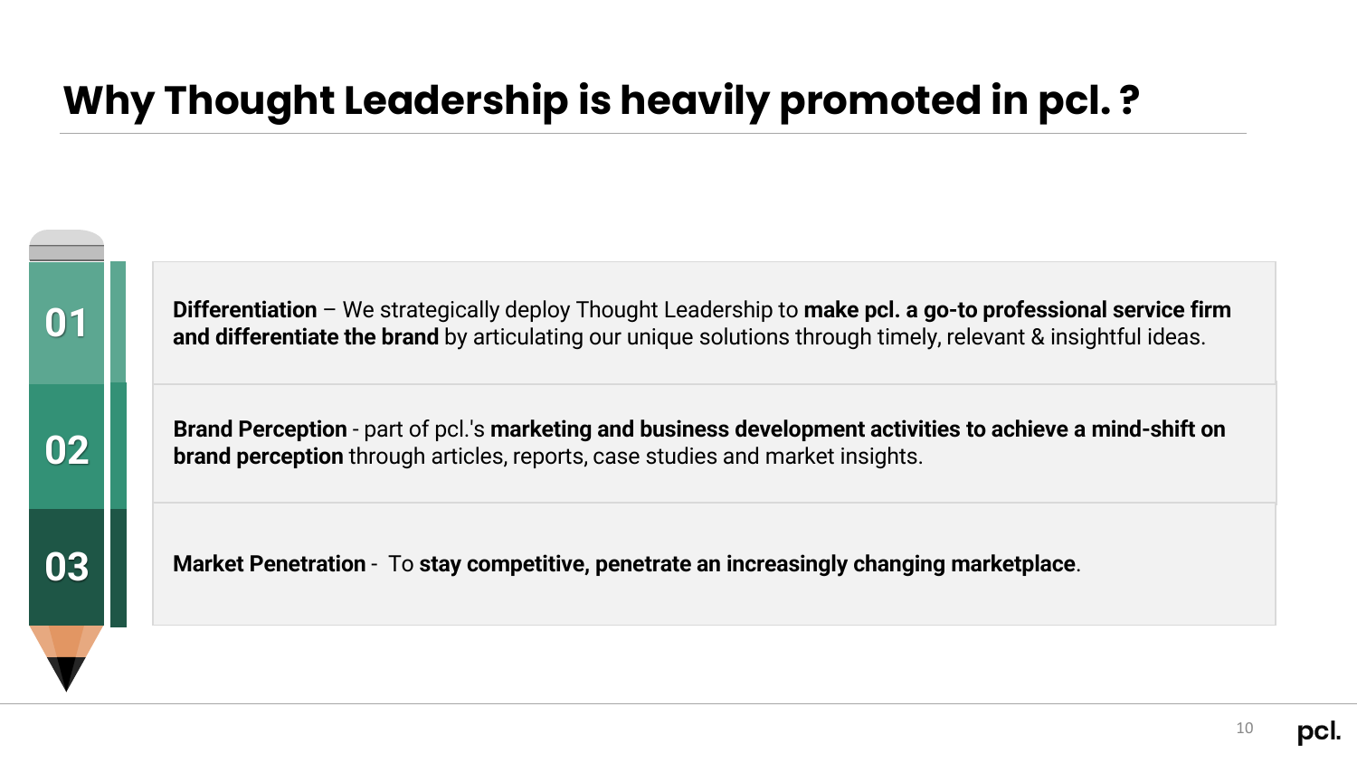# Why Thought Leadership is heavily promoted in pcl. ?

01

**Differentiation** – We strategically deploy Thought Leadership to **make pcl. a go-to professional service firm and differentiate the brand** by articulating our unique solutions through timely, relevant & insightful ideas.

02

**Brand Perception** - part of pcl.'s **marketing and business development activities to achieve a mind-shift on brand perception** through articles, reports, case studies and market insights.

03

**Market Penetration** - To **stay competitive, penetrate an increasingly changing marketplace**.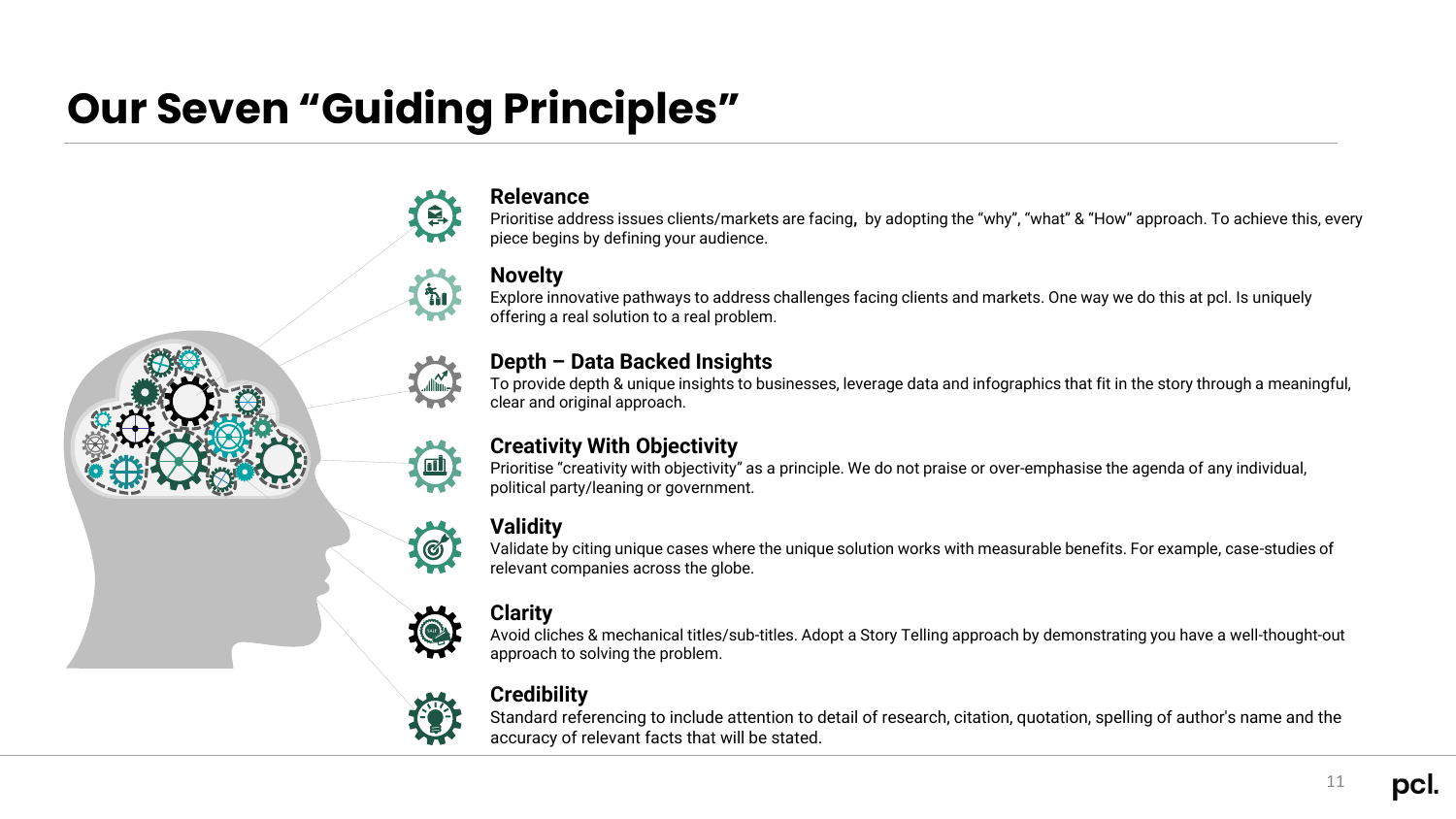# Our Seven “Guiding Principles”

### Relevance

Prioritise address issues clients/markets are facing**,** by adopting the “why”, “what” & “How” approach. To achieve this, every piece begins by defining your audience.

### Novelty

Explore innovative pathways to address challenges facing clients and markets. One way we do this at pcl. Is uniquely offering a real solution to a real problem.

### Depth – Data Backed Insights

To provide depth & unique insights to businesses, leverage data and infographics that fit in the story through a meaningful, clear and original approach.

### Creativity With Objectivity

Prioritise “creativity with objectivity” as a principle. We do not praise or over-emphasise the agenda of any individual, political party/leaning or government.

### Validity

Validate by citing unique cases where the unique solution works with measurable benefits. For example, case-studies of relevant companies across the globe.

### Clarity

Avoid cliches & mechanical titles/sub-titles. Adopt a Story Telling approach by demonstrating you have a well-thought-out approach to solving the problem.

### Credibility

Standard referencing to include attention to detail of research, citation, quotation, spelling of author's name and the accuracy of relevant facts that will be stated.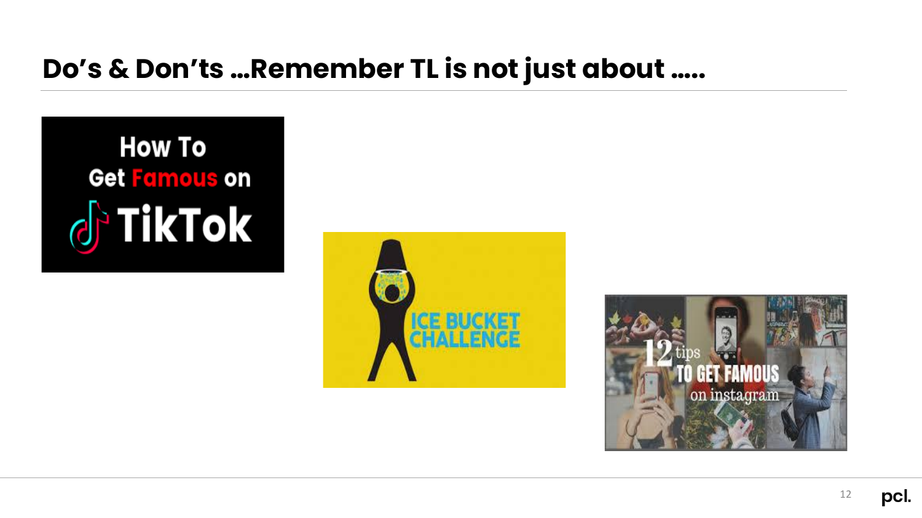# Do's & Don'ts …Remember TL is not just about …..

How To Get Famous on TikTok

ICE BUCKET CHALLENGE

12 tips TO GET FAMOUS on instagram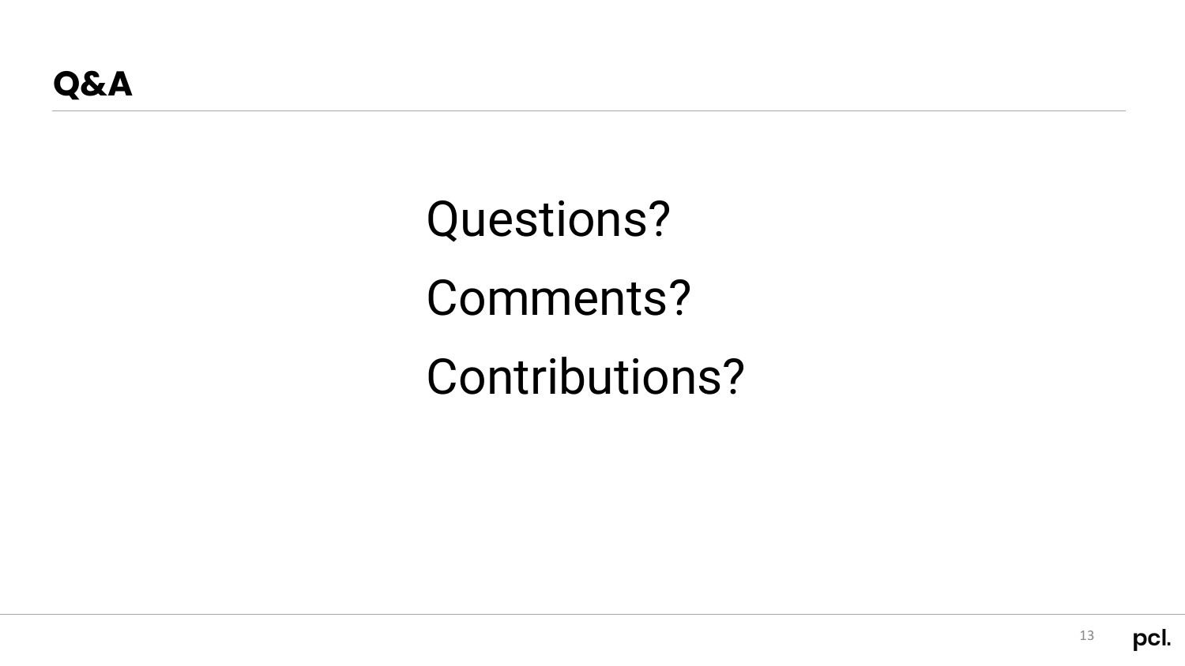# Q&A

Questions?

Comments?

Contributions?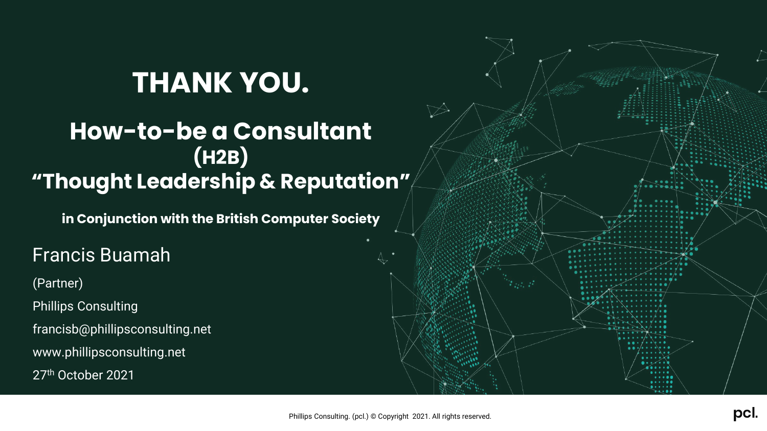# THANK YOU.

## How-to-be a Consultant (H2B) "Thought Leadership & Reputation"

**in Conjunction with the British Computer Society**

Francis Buamah

(Partner)

Phillips Consulting

francisb@phillipsconsulting.net

www.phillipsconsulting.net

27th October 2021